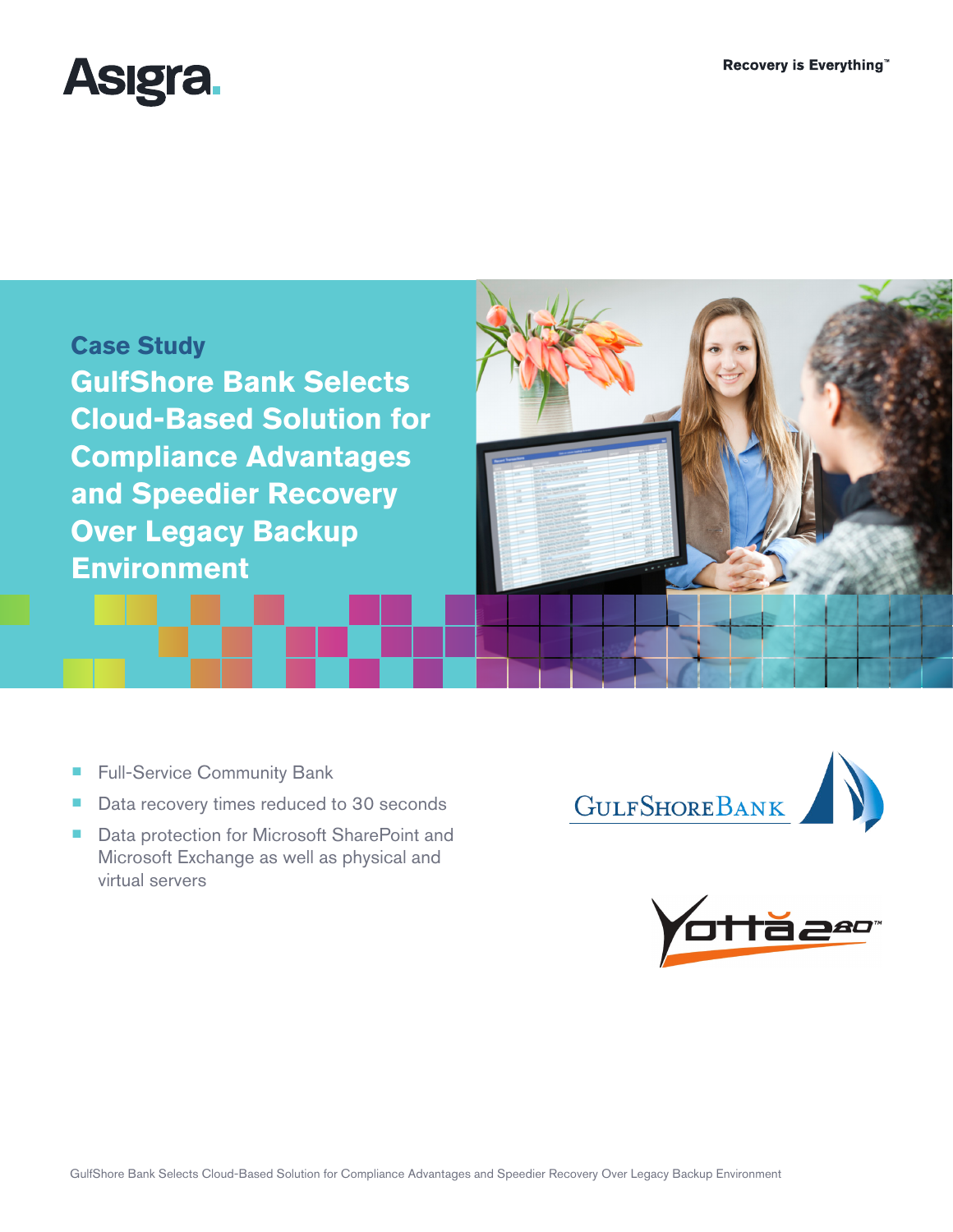Asigra

Recovery is Everything™

## Case Study

# GulfShore Bank Selects Cloud-Based Solution for Compliance Advantages and Speedier Recovery Over Legacy Backup Environment

- Full-Service Community Bank
- Data recovery times reduced to 30 seconds
- Data protection for Microsoft SharePoint and Microsoft Exchange as well as physical and virtual servers

GulfShore Bank

Yotta280™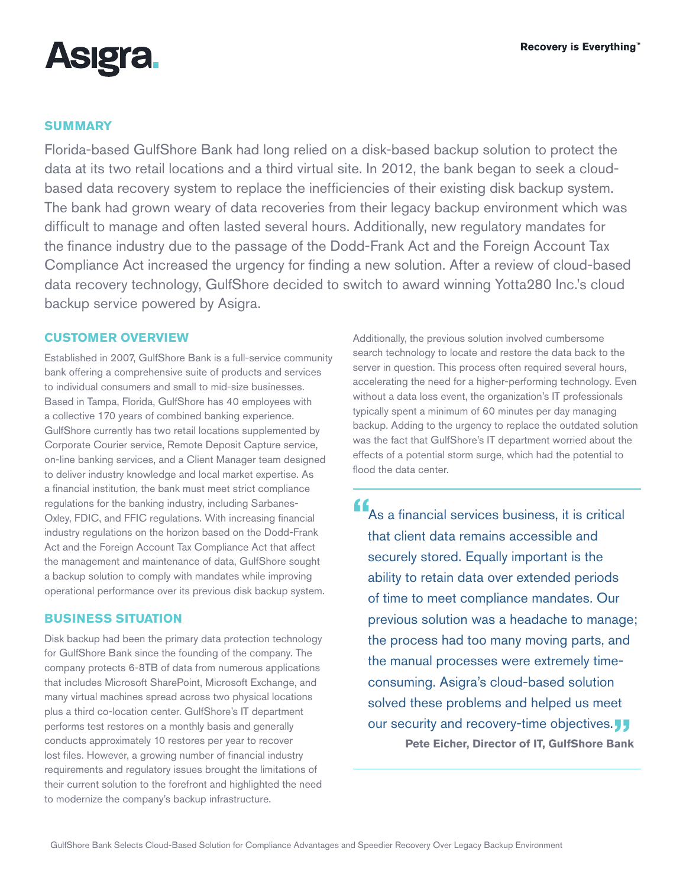## SUMMARY

Florida-based GulfShore Bank had long relied on a disk-based backup solution to protect the data at its two retail locations and a third virtual site. In 2012, the bank began to seek a cloud-based data recovery system to replace the inefficiencies of their existing disk backup system. The bank had grown weary of data recoveries from their legacy backup environment which was difficult to manage and often lasted several hours. Additionally, new regulatory mandates for the finance industry due to the passage of the Dodd-Frank Act and the Foreign Account Tax Compliance Act increased the urgency for finding a new solution. After a review of cloud-based data recovery technology, GulfShore decided to switch to award winning Yotta280 Inc.'s cloud backup service powered by Asigra.

## CUSTOMER OVERVIEW

Established in 2007, GulfShore Bank is a full-service community bank offering a comprehensive suite of products and services to individual consumers and small to mid-size businesses. Based in Tampa, Florida, GulfShore has 40 employees with a collective 170 years of combined banking experience. GulfShore currently has two retail locations supplemented by Corporate Courier service, Remote Deposit Capture service, on-line banking services, and a Client Manager team designed to deliver industry knowledge and local market expertise. As a financial institution, the bank must meet strict compliance regulations for the banking industry, including Sarbanes-Oxley, FDIC, and FFIC regulations. With increasing financial industry regulations on the horizon based on the Dodd-Frank Act and the Foreign Account Tax Compliance Act that affect the management and maintenance of data, GulfShore sought a backup solution to comply with mandates while improving operational performance over its previous disk backup system.

## BUSINESS SITUATION

Disk backup had been the primary data protection technology for GulfShore Bank since the founding of the company. The company protects 6-8TB of data from numerous applications that includes Microsoft SharePoint, Microsoft Exchange, and many virtual machines spread across two physical locations plus a third co-location center. GulfShore's IT department performs test restores on a monthly basis and generally conducts approximately 10 restores per year to recover lost files. However, a growing number of financial industry requirements and regulatory issues brought the limitations of their current solution to the forefront and highlighted the need to modernize the company's backup infrastructure.

Additionally, the previous solution involved cumbersome search technology to locate and restore the data back to the server in question. This process often required several hours, accelerating the need for a higher-performing technology. Even without a data loss event, the organization's IT professionals typically spent a minimum of 60 minutes per day managing backup. Adding to the urgency to replace the outdated solution was the fact that GulfShore's IT department worried about the effects of a potential storm surge, which had the potential to flood the data center.

> "As a financial services business, it is critical that client data remains accessible and securely stored. Equally important is the ability to retain data over extended periods of time to meet compliance mandates. Our previous solution was a headache to manage; the process had too many moving parts, and the manual processes were extremely time-consuming. Asigra's cloud-based solution solved these problems and helped us meet our security and recovery-time objectives."
>
> **Pete Eicher, Director of IT, GulfShore Bank**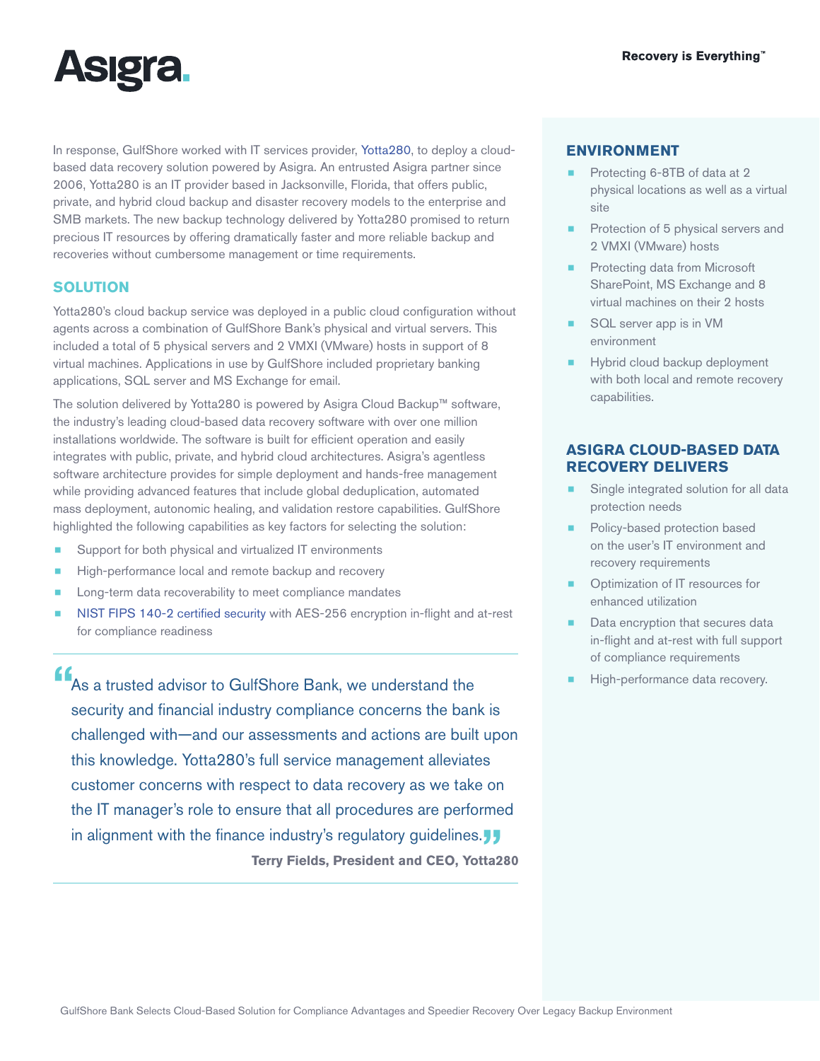In response, GulfShore worked with IT services provider, Yotta280, to deploy a cloud-based data recovery solution powered by Asigra. An entrusted Asigra partner since 2006, Yotta280 is an IT provider based in Jacksonville, Florida, that offers public, private, and hybrid cloud backup and disaster recovery models to the enterprise and SMB markets. The new backup technology delivered by Yotta280 promised to return precious IT resources by offering dramatically faster and more reliable backup and recoveries without cumbersome management or time requirements.

## SOLUTION

Yotta280's cloud backup service was deployed in a public cloud configuration without agents across a combination of GulfShore Bank's physical and virtual servers. This included a total of 5 physical servers and 2 VMXI (VMware) hosts in support of 8 virtual machines. Applications in use by GulfShore included proprietary banking applications, SQL server and MS Exchange for email.

The solution delivered by Yotta280 is powered by Asigra Cloud Backup™ software, the industry's leading cloud-based data recovery software with over one million installations worldwide. The software is built for efficient operation and easily integrates with public, private, and hybrid cloud architectures. Asigra's agentless software architecture provides for simple deployment and hands-free management while providing advanced features that include global deduplication, automated mass deployment, autonomic healing, and validation restore capabilities. GulfShore highlighted the following capabilities as key factors for selecting the solution:

- Support for both physical and virtualized IT environments
- High-performance local and remote backup and recovery
- Long-term data recoverability to meet compliance mandates
- NIST FIPS 140-2 certified security with AES-256 encryption in-flight and at-rest for compliance readiness

> "As a trusted advisor to GulfShore Bank, we understand the security and financial industry compliance concerns the bank is challenged with—and our assessments and actions are built upon this knowledge. Yotta280's full service management alleviates customer concerns with respect to data recovery as we take on the IT manager's role to ensure that all procedures are performed in alignment with the finance industry's regulatory guidelines."
>
> **Terry Fields, President and CEO, Yotta280**

## ENVIRONMENT

- Protecting 6-8TB of data at 2 physical locations as well as a virtual site
- Protection of 5 physical servers and 2 VMXI (VMware) hosts
- Protecting data from Microsoft SharePoint, MS Exchange and 8 virtual machines on their 2 hosts
- SQL server app is in VM environment
- Hybrid cloud backup deployment with both local and remote recovery capabilities.

## ASIGRA CLOUD-BASED DATA RECOVERY DELIVERS

- Single integrated solution for all data protection needs
- Policy-based protection based on the user's IT environment and recovery requirements
- Optimization of IT resources for enhanced utilization
- Data encryption that secures data in-flight and at-rest with full support of compliance requirements
- High-performance data recovery.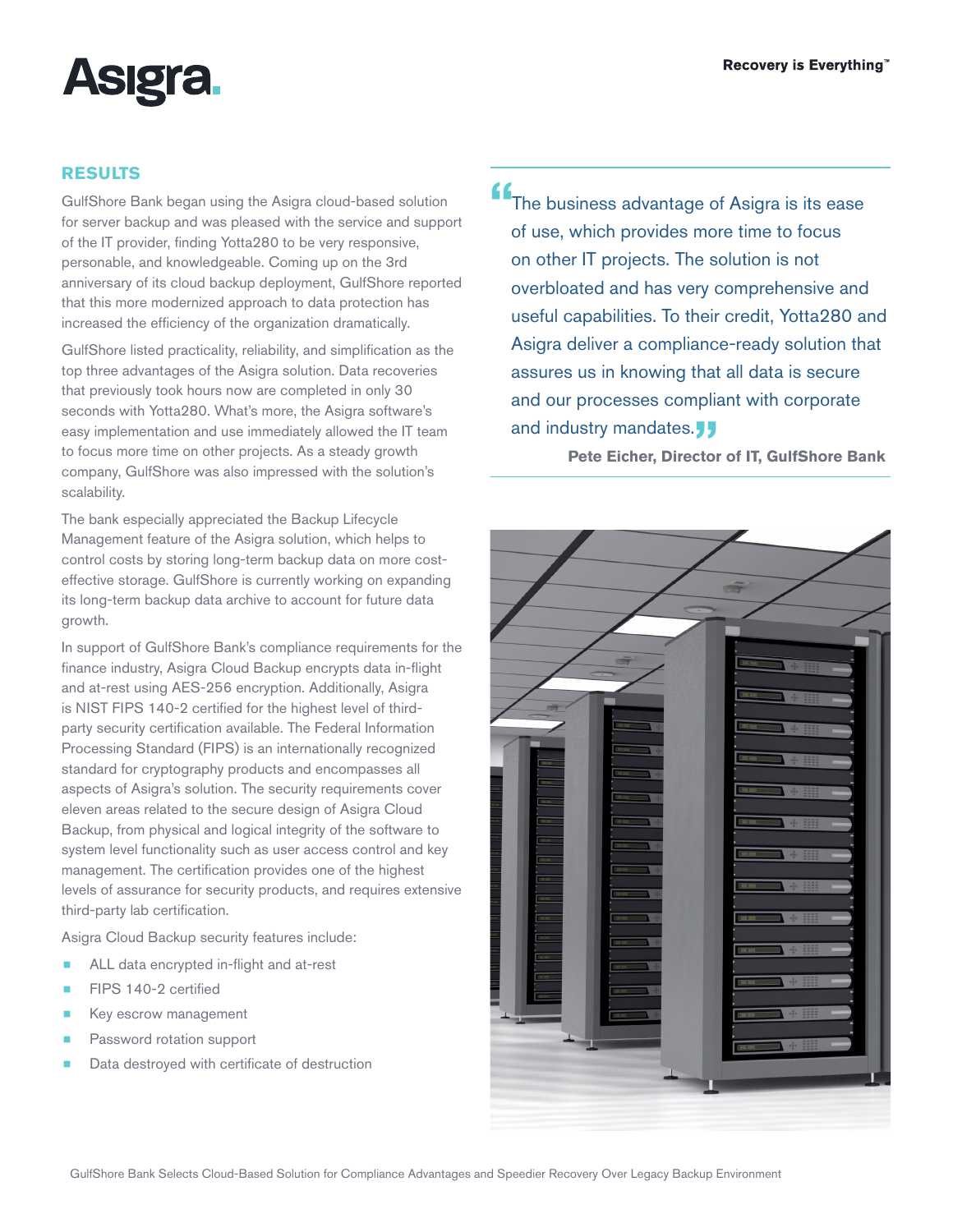## RESULTS

GulfShore Bank began using the Asigra cloud-based solution for server backup and was pleased with the service and support of the IT provider, finding Yotta280 to be very responsive, personable, and knowledgeable. Coming up on the 3rd anniversary of its cloud backup deployment, GulfShore reported that this more modernized approach to data protection has increased the efficiency of the organization dramatically.

GulfShore listed practicality, reliability, and simplification as the top three advantages of the Asigra solution. Data recoveries that previously took hours now are completed in only 30 seconds with Yotta280. What's more, the Asigra software's easy implementation and use immediately allowed the IT team to focus more time on other projects. As a steady growth company, GulfShore was also impressed with the solution's scalability.

The bank especially appreciated the Backup Lifecycle Management feature of the Asigra solution, which helps to control costs by storing long-term backup data on more cost-effective storage. GulfShore is currently working on expanding its long-term backup data archive to account for future data growth.

In support of GulfShore Bank's compliance requirements for the finance industry, Asigra Cloud Backup encrypts data in-flight and at-rest using AES-256 encryption. Additionally, Asigra is NIST FIPS 140-2 certified for the highest level of third-party security certification available. The Federal Information Processing Standard (FIPS) is an internationally recognized standard for cryptography products and encompasses all aspects of Asigra's solution. The security requirements cover eleven areas related to the secure design of Asigra Cloud Backup, from physical and logical integrity of the software to system level functionality such as user access control and key management. The certification provides one of the highest levels of assurance for security products, and requires extensive third-party lab certification.

Asigra Cloud Backup security features include:

- ALL data encrypted in-flight and at-rest
- FIPS 140-2 certified
- Key escrow management
- Password rotation support
- Data destroyed with certificate of destruction

> "The business advantage of Asigra is its ease of use, which provides more time to focus on other IT projects. The solution is not overbloated and has very comprehensive and useful capabilities. To their credit, Yotta280 and Asigra deliver a compliance-ready solution that assures us in knowing that all data is secure and our processes compliant with corporate and industry mandates."
>
> **Pete Eicher, Director of IT, GulfShore Bank**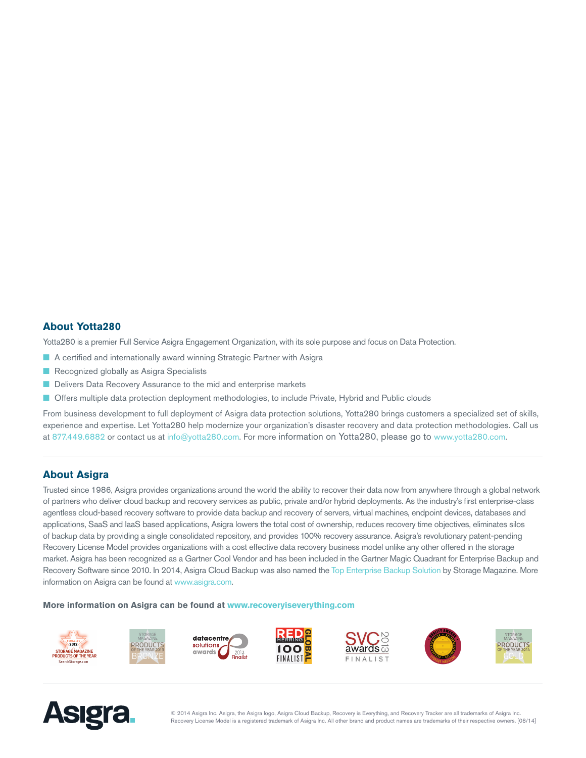## About Yotta280

Yotta280 is a premier Full Service Asigra Engagement Organization, with its sole purpose and focus on Data Protection.

- A certified and internationally award winning Strategic Partner with Asigra
- Recognized globally as Asigra Specialists
- Delivers Data Recovery Assurance to the mid and enterprise markets
- Offers multiple data protection deployment methodologies, to include Private, Hybrid and Public clouds

From business development to full deployment of Asigra data protection solutions, Yotta280 brings customers a specialized set of skills, experience and expertise. Let Yotta280 help modernize your organization's disaster recovery and data protection methodologies. Call us at 877.449.6882 or contact us at info@yotta280.com. For more information on Yotta280, please go to www.yotta280.com.

## About Asigra

Trusted since 1986, Asigra provides organizations around the world the ability to recover their data now from anywhere through a global network of partners who deliver cloud backup and recovery services as public, private and/or hybrid deployments. As the industry's first enterprise-class agentless cloud-based recovery software to provide data backup and recovery of servers, virtual machines, endpoint devices, databases and applications, SaaS and IaaS based applications, Asigra lowers the total cost of ownership, reduces recovery time objectives, eliminates silos of backup data by providing a single consolidated repository, and provides 100% recovery assurance. Asigra's revolutionary patent-pending Recovery License Model provides organizations with a cost effective data recovery business model unlike any other offered in the storage market. Asigra has been recognized as a Gartner Cool Vendor and has been included in the Gartner Magic Quadrant for Enterprise Backup and Recovery Software since 2010. In 2014, Asigra Cloud Backup was also named the Top Enterprise Backup Solution by Storage Magazine. More information on Asigra can be found at www.asigra.com.

**More information on Asigra can be found at www.recoveryiseverything.com**

Finalist 2012 Storage Magazine Products of the Year SearchStorage.com

Storage Magazine Products of the Year 2013 Bronze

datacentre solutions awards 2013 Finalist

Red Herring Global 100 Finalist

SVC awards 2013 Finalist

Quality Awards Storage Magazine

Storage Magazine Products of the Year 2014 Gold

Asigra.

© 2014 Asigra Inc. Asigra, the Asigra logo, Asigra Cloud Backup, Recovery is Everything, and Recovery Tracker are all trademarks of Asigra Inc. Recovery License Model is a registered trademark of Asigra Inc. All other brand and product names are trademarks of their respective owners. [08/14]